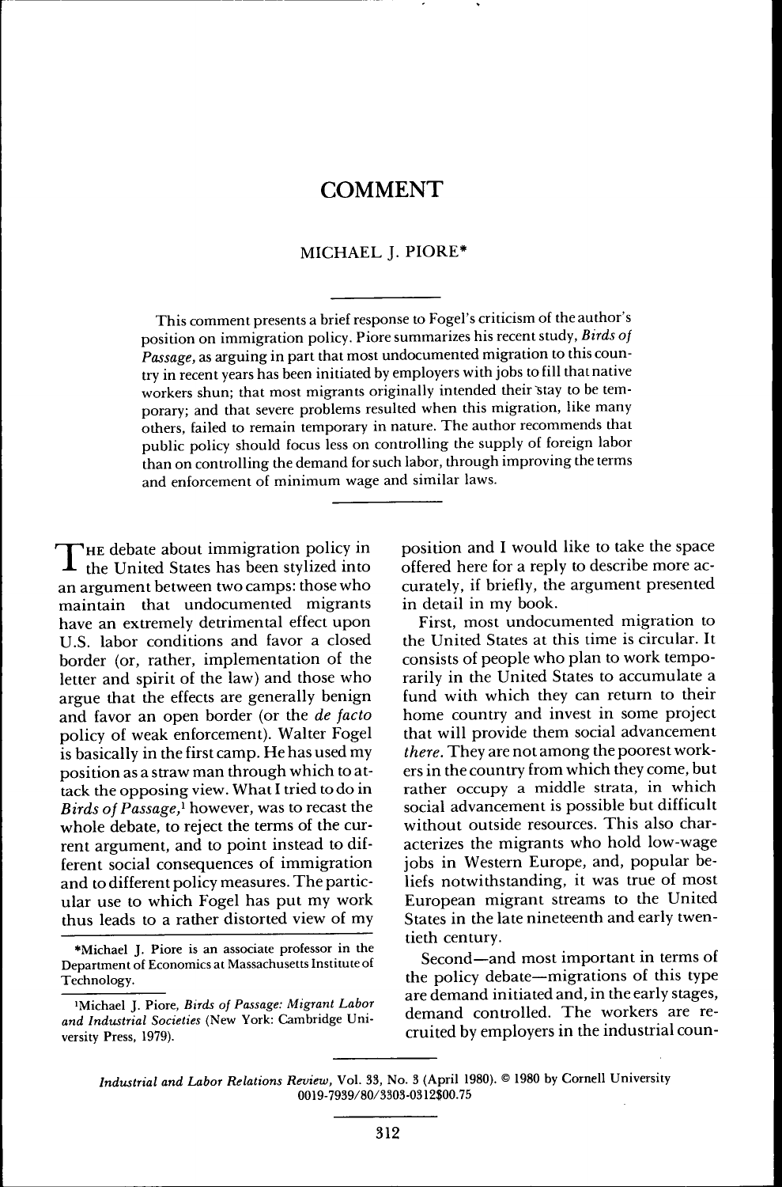# COMMENT

MICHAEL J. PIORE*

This comment presents a brief response to Fogel's criticism of the author's position on immigration policy. Piore summarizes his recent study, *Birds of Passage,* as arguing in part that most undocumented migration to this country in recent years has been initiated by employers with jobs to fill that native workers shun; that most migrants originally intended their stay to be temporary; and that severe problems resulted when this migration, like many others, failed to remain temporary in nature. The author recommends that public policy should focus less on controlling the supply of foreign labor than on controlling the demand for such labor, through improving the terms and enforcement of minimum wage and similar laws.

THE debate about immigration policy in the United States has been stylized into an argument between two camps: those who maintain that undocumented migrants have an extremely detrimental effect upon U.S. labor conditions and favor a closed border (or, rather, implementation of the letter and spirit of the law) and those who argue that the effects are generally benign and favor an open border (or the *de facto* policy of weak enforcement). Walter Fogel is basically in the first camp. He has used my position as a straw man through which to attack the opposing view. What I tried to do in *Birds of Passage,*[1] however, was to recast the whole debate, to reject the terms of the current argument, and to point instead to different social consequences of immigration and to different policy measures. The particular use to which Fogel has put my work thus leads to a rather distorted view of my position and I would like to take the space offered here for a reply to describe more accurately, if briefly, the argument presented in detail in my book.

First, most undocumented migration to the United States at this time is circular. It consists of people who plan to work temporarily in the United States to accumulate a fund with which they can return to their home country and invest in some project that will provide them social advancement *there.* They are not among the poorest workers in the country from which they come, but rather occupy a middle strata, in which social advancement is possible but difficult without outside resources. This also characterizes the migrants who hold low-wage jobs in Western Europe, and, popular beliefs notwithstanding, it was true of most European migrant streams to the United States in the late nineteenth and early twentieth century.

Second—and most important in terms of the policy debate—migrations of this type are demand initiated and, in the early stages, demand controlled. The workers are recruited by employers in the industrial coun-

*Michael J. Piore is an associate professor in the Department of Economics at Massachusetts Institute of Technology.

[1] Michael J. Piore, *Birds of Passage: Migrant Labor and Industrial Societies* (New York: Cambridge University Press, 1979).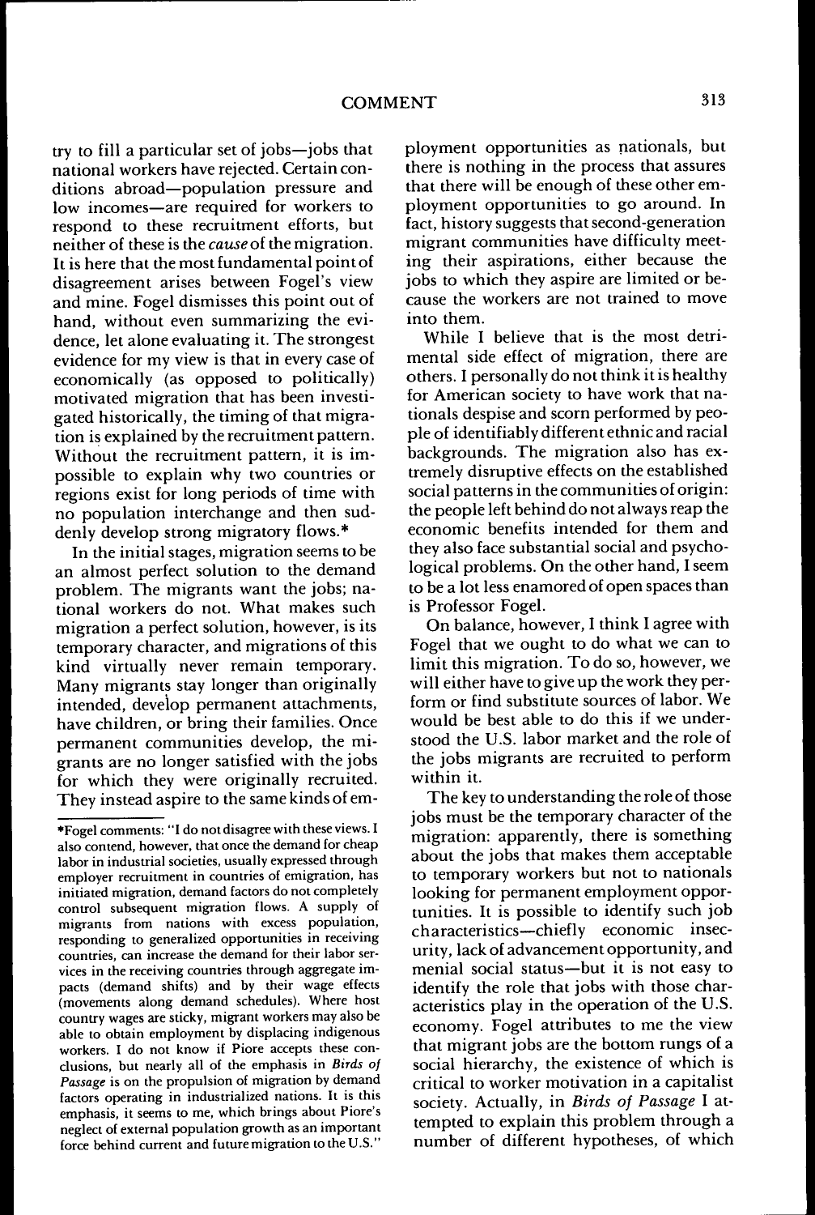try to fill a particular set of jobs—jobs that national workers have rejected. Certain conditions abroad—population pressure and low incomes—are required for workers to respond to these recruitment efforts, but neither of these is the *cause* of the migration. It is here that the most fundamental point of disagreement arises between Fogel's view and mine. Fogel dismisses this point out of hand, without even summarizing the evidence, let alone evaluating it. The strongest evidence for my view is that in every case of economically (as opposed to politically) motivated migration that has been investigated historically, the timing of that migration is explained by the recruitment pattern. Without the recruitment pattern, it is impossible to explain why two countries or regions exist for long periods of time with no population interchange and then suddenly develop strong migratory flows.*

In the initial stages, migration seems to be an almost perfect solution to the demand problem. The migrants want the jobs; national workers do not. What makes such migration a perfect solution, however, is its temporary character, and migrations of this kind virtually never remain temporary. Many migrants stay longer than originally intended, develop permanent attachments, have children, or bring their families. Once permanent communities develop, the migrants are no longer satisfied with the jobs for which they were originally recruited. They instead aspire to the same kinds of employment opportunities as nationals, but there is nothing in the process that assures that there will be enough of these other employment opportunities to go around. In fact, history suggests that second-generation migrant communities have difficulty meeting their aspirations, either because the jobs to which they aspire are limited or because the workers are not trained to move into them.

While I believe that is the most detrimental side effect of migration, there are others. I personally do not think it is healthy for American society to have work that nationals despise and scorn performed by people of identifiably different ethnic and racial backgrounds. The migration also has extremely disruptive effects on the established social patterns in the communities of origin: the people left behind do not always reap the economic benefits intended for them and they also face substantial social and psychological problems. On the other hand, I seem to be a lot less enamored of open spaces than is Professor Fogel.

On balance, however, I think I agree with Fogel that we ought to do what we can to limit this migration. To do so, however, we will either have to give up the work they perform or find substitute sources of labor. We would be best able to do this if we understood the U.S. labor market and the role of the jobs migrants are recruited to perform within it.

The key to understanding the role of those jobs must be the temporary character of the migration: apparently, there is something about the jobs that makes them acceptable to temporary workers but not to nationals looking for permanent employment opportunities. It is possible to identify such job characteristics—chiefly economic insecurity, lack of advancement opportunity, and menial social status—but it is not easy to identify the role that jobs with those characteristics play in the operation of the U.S. economy. Fogel attributes to me the view that migrant jobs are the bottom rungs of a social hierarchy, the existence of which is critical to worker motivation in a capitalist society. Actually, in *Birds of Passage* I attempted to explain this problem through a number of different hypotheses, of which

*Fogel comments: "I do not disagree with these views. I also contend, however, that once the demand for cheap labor in industrial societies, usually expressed through employer recruitment in countries of emigration, has initiated migration, demand factors do not completely control subsequent migration flows. A supply of migrants from nations with excess population, responding to generalized opportunities in receiving countries, can increase the demand for their labor services in the receiving countries through aggregate impacts (demand shifts) and by their wage effects (movements along demand schedules). Where host country wages are sticky, migrant workers may also be able to obtain employment by displacing indigenous workers. I do not know if Piore accepts these conclusions, but nearly all of the emphasis in *Birds of Passage* is on the propulsion of migration by demand factors operating in industrialized nations. It is this emphasis, it seems to me, which brings about Piore's neglect of external population growth as an important force behind current and future migration to the U.S."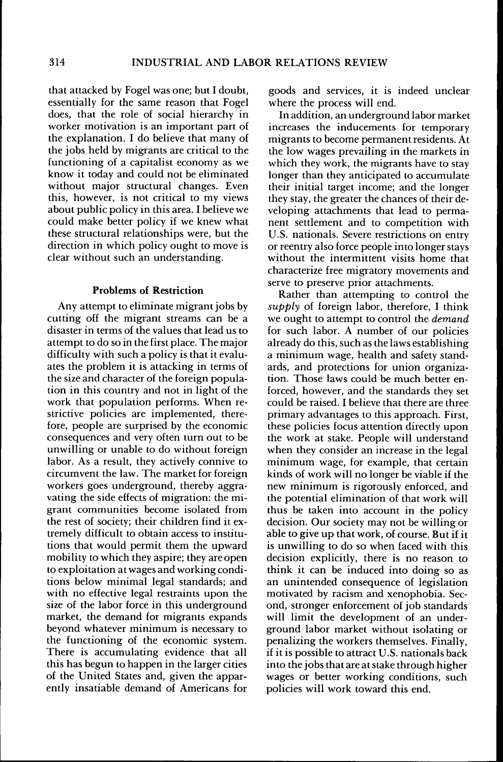that attacked by Fogel was one; but I doubt, essentially for the same reason that Fogel does, that the role of social hierarchy in worker motivation is an important part of the explanation. I do believe that many of the jobs held by migrants are critical to the functioning of a capitalist economy as we know it today and could not be eliminated without major structural changes. Even this, however, is not critical to my views about public policy in this area. I believe we could make better policy if we knew what these structural relationships were, but the direction in which policy ought to move is clear without such an understanding.

### Problems of Restriction

Any attempt to eliminate migrant jobs by cutting off the migrant streams can be a disaster in terms of the values that lead us to attempt to do so in the first place. The major difficulty with such a policy is that it evaluates the problem it is attacking in terms of the size and character of the foreign population in this country and not in light of the work that population performs. When restrictive policies are implemented, therefore, people are surprised by the economic consequences and very often turn out to be unwilling or unable to do without foreign labor. As a result, they actively connive to circumvent the law. The market for foreign workers goes underground, thereby aggravating the side effects of migration: the migrant communities become isolated from the rest of society; their children find it extremely difficult to obtain access to institutions that would permit them the upward mobility to which they aspire; they are open to exploitation at wages and working conditions below minimal legal standards; and with no effective legal restraints upon the size of the labor force in this underground market, the demand for migrants expands beyond whatever minimum is necessary to the functioning of the economic system. There is accumulating evidence that all this has begun to happen in the larger cities of the United States and, given the apparently insatiable demand of Americans for goods and services, it is indeed unclear where the process will end.

In addition, an underground labor market increases the inducements for temporary migrants to become permanent residents. At the low wages prevailing in the markets in which they work, the migrants have to stay longer than they anticipated to accumulate their initial target income; and the longer they stay, the greater the chances of their developing attachments that lead to permanent settlement and to competition with U.S. nationals. Severe restrictions on entry or reentry also force people into longer stays without the intermittent visits home that characterize free migratory movements and serve to preserve prior attachments.

Rather than attempting to control the *supply* of foreign labor, therefore, I think we ought to attempt to control the *demand* for such labor. A number of our policies already do this, such as the laws establishing a minimum wage, health and safety standards, and protections for union organization. Those laws could be much better enforced, however, and the standards they set could be raised. I believe that there are three primary advantages to this approach. First, these policies focus attention directly upon the work at stake. People will understand when they consider an increase in the legal minimum wage, for example, that certain kinds of work will no longer be viable if the new minimum is rigorously enforced, and the potential elimination of that work will thus be taken into account in the policy decision. Our society may not be willing or able to give up that work, of course. But if it is unwilling to do so when faced with this decision explicitly, there is no reason to think it can be induced into doing so as an unintended consequence of legislation motivated by racism and xenophobia. Second, stronger enforcement of job standards will limit the development of an underground labor market without isolating or penalizing the workers themselves. Finally, if it is possible to attract U.S. nationals back into the jobs that are at stake through higher wages or better working conditions, such policies will work toward this end.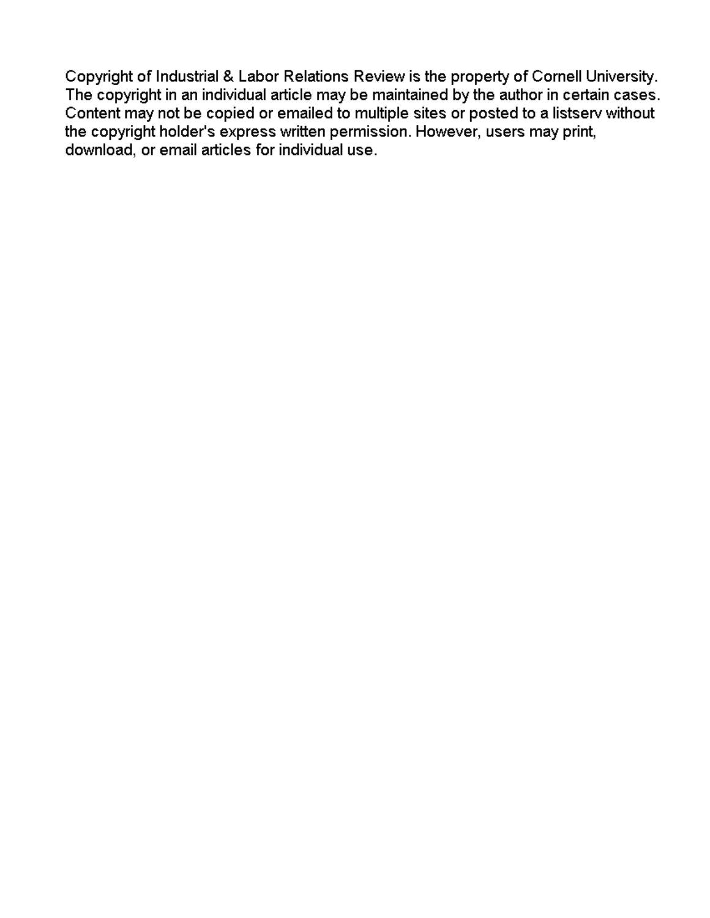Copyright of Industrial & Labor Relations Review is the property of Cornell University. The copyright in an individual article may be maintained by the author in certain cases. Content may not be copied or emailed to multiple sites or posted to a listserv without the copyright holder's express written permission. However, users may print, download, or email articles for individual use.